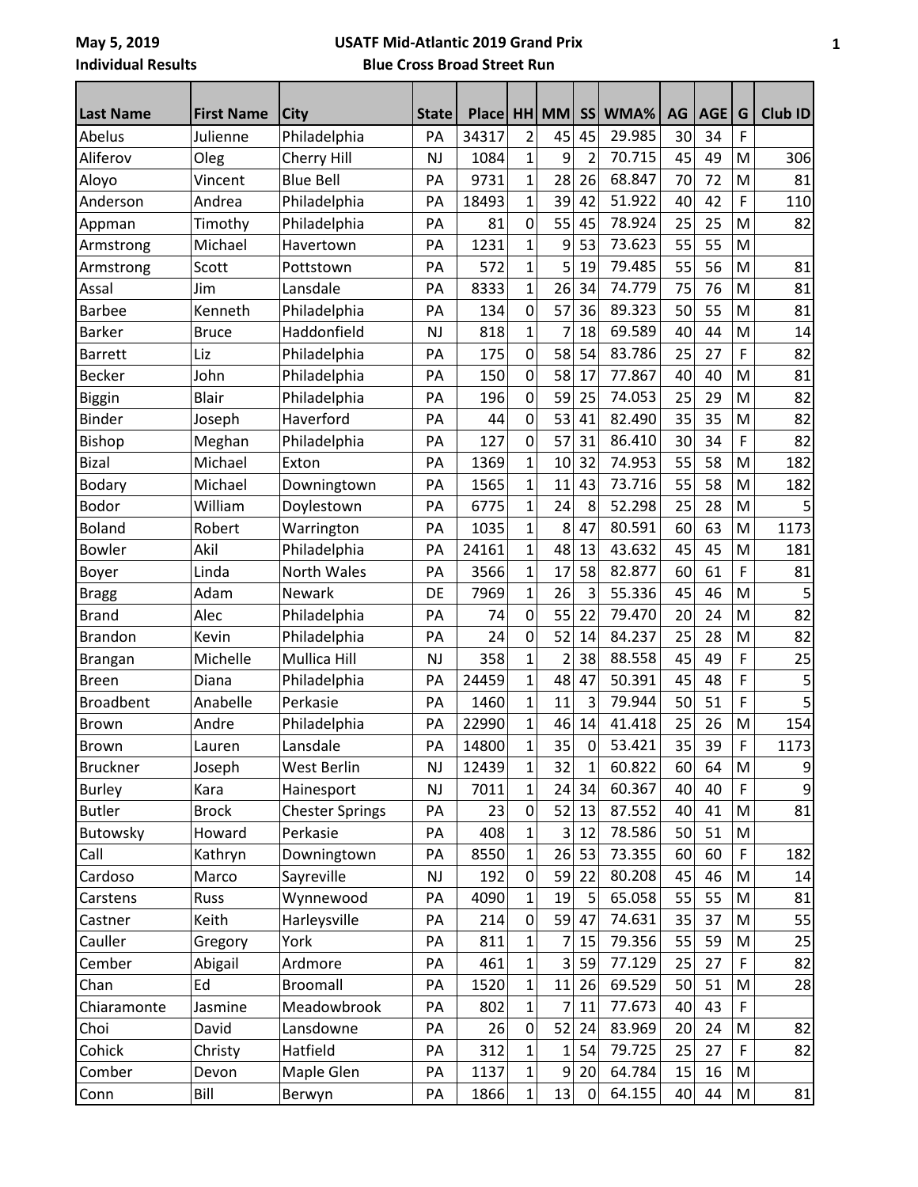May 5, 2019

Individual Results

## USATF Mid-Atlantic 2019 Grand Prix

### Blue Cross Broad Street Run

| Last Name | First Name | City | State | Place | HH | MM | SS | WMA% | AG | AGE | G | Club ID |
|---|---|---|---|---|---|---|---|---|---|---|---|---|
| Abelus | Julienne | Philadelphia | PA | 34317 | 2 | 45 | 45 | 29.985 | 30 | 34 | F | |
| Aliferov | Oleg | Cherry Hill | NJ | 1084 | 1 | 9 | 2 | 70.715 | 45 | 49 | M | 306 |
| Aloyo | Vincent | Blue Bell | PA | 9731 | 1 | 28 | 26 | 68.847 | 70 | 72 | M | 81 |
| Anderson | Andrea | Philadelphia | PA | 18493 | 1 | 39 | 42 | 51.922 | 40 | 42 | F | 110 |
| Appman | Timothy | Philadelphia | PA | 81 | 0 | 55 | 45 | 78.924 | 25 | 25 | M | 82 |
| Armstrong | Michael | Havertown | PA | 1231 | 1 | 9 | 53 | 73.623 | 55 | 55 | M | |
| Armstrong | Scott | Pottstown | PA | 572 | 1 | 5 | 19 | 79.485 | 55 | 56 | M | 81 |
| Assal | Jim | Lansdale | PA | 8333 | 1 | 26 | 34 | 74.779 | 75 | 76 | M | 81 |
| Barbee | Kenneth | Philadelphia | PA | 134 | 0 | 57 | 36 | 89.323 | 50 | 55 | M | 81 |
| Barker | Bruce | Haddonfield | NJ | 818 | 1 | 7 | 18 | 69.589 | 40 | 44 | M | 14 |
| Barrett | Liz | Philadelphia | PA | 175 | 0 | 58 | 54 | 83.786 | 25 | 27 | F | 82 |
| Becker | John | Philadelphia | PA | 150 | 0 | 58 | 17 | 77.867 | 40 | 40 | M | 81 |
| Biggin | Blair | Philadelphia | PA | 196 | 0 | 59 | 25 | 74.053 | 25 | 29 | M | 82 |
| Binder | Joseph | Haverford | PA | 44 | 0 | 53 | 41 | 82.490 | 35 | 35 | M | 82 |
| Bishop | Meghan | Philadelphia | PA | 127 | 0 | 57 | 31 | 86.410 | 30 | 34 | F | 82 |
| Bizal | Michael | Exton | PA | 1369 | 1 | 10 | 32 | 74.953 | 55 | 58 | M | 182 |
| Bodary | Michael | Downingtown | PA | 1565 | 1 | 11 | 43 | 73.716 | 55 | 58 | M | 182 |
| Bodor | William | Doylestown | PA | 6775 | 1 | 24 | 8 | 52.298 | 25 | 28 | M | 5 |
| Boland | Robert | Warrington | PA | 1035 | 1 | 8 | 47 | 80.591 | 60 | 63 | M | 1173 |
| Bowler | Akil | Philadelphia | PA | 24161 | 1 | 48 | 13 | 43.632 | 45 | 45 | M | 181 |
| Boyer | Linda | North Wales | PA | 3566 | 1 | 17 | 58 | 82.877 | 60 | 61 | F | 81 |
| Bragg | Adam | Newark | DE | 7969 | 1 | 26 | 3 | 55.336 | 45 | 46 | M | 5 |
| Brand | Alec | Philadelphia | PA | 74 | 0 | 55 | 22 | 79.470 | 20 | 24 | M | 82 |
| Brandon | Kevin | Philadelphia | PA | 24 | 0 | 52 | 14 | 84.237 | 25 | 28 | M | 82 |
| Brangan | Michelle | Mullica Hill | NJ | 358 | 1 | 2 | 38 | 88.558 | 45 | 49 | F | 25 |
| Breen | Diana | Philadelphia | PA | 24459 | 1 | 48 | 47 | 50.391 | 45 | 48 | F | 5 |
| Broadbent | Anabelle | Perkasie | PA | 1460 | 1 | 11 | 3 | 79.944 | 50 | 51 | F | 5 |
| Brown | Andre | Philadelphia | PA | 22990 | 1 | 46 | 14 | 41.418 | 25 | 26 | M | 154 |
| Brown | Lauren | Lansdale | PA | 14800 | 1 | 35 | 0 | 53.421 | 35 | 39 | F | 1173 |
| Bruckner | Joseph | West Berlin | NJ | 12439 | 1 | 32 | 1 | 60.822 | 60 | 64 | M | 9 |
| Burley | Kara | Hainesport | NJ | 7011 | 1 | 24 | 34 | 60.367 | 40 | 40 | F | 9 |
| Butler | Brock | Chester Springs | PA | 23 | 0 | 52 | 13 | 87.552 | 40 | 41 | M | 81 |
| Butowsky | Howard | Perkasie | PA | 408 | 1 | 3 | 12 | 78.586 | 50 | 51 | M | |
| Call | Kathryn | Downingtown | PA | 8550 | 1 | 26 | 53 | 73.355 | 60 | 60 | F | 182 |
| Cardoso | Marco | Sayreville | NJ | 192 | 0 | 59 | 22 | 80.208 | 45 | 46 | M | 14 |
| Carstens | Russ | Wynnewood | PA | 4090 | 1 | 19 | 5 | 65.058 | 55 | 55 | M | 81 |
| Castner | Keith | Harleysville | PA | 214 | 0 | 59 | 47 | 74.631 | 35 | 37 | M | 55 |
| Cauller | Gregory | York | PA | 811 | 1 | 7 | 15 | 79.356 | 55 | 59 | M | 25 |
| Cember | Abigail | Ardmore | PA | 461 | 1 | 3 | 59 | 77.129 | 25 | 27 | F | 82 |
| Chan | Ed | Broomall | PA | 1520 | 1 | 11 | 26 | 69.529 | 50 | 51 | M | 28 |
| Chiaramonte | Jasmine | Meadowbrook | PA | 802 | 1 | 7 | 11 | 77.673 | 40 | 43 | F | |
| Choi | David | Lansdowne | PA | 26 | 0 | 52 | 24 | 83.969 | 20 | 24 | M | 82 |
| Cohick | Christy | Hatfield | PA | 312 | 1 | 1 | 54 | 79.725 | 25 | 27 | F | 82 |
| Comber | Devon | Maple Glen | PA | 1137 | 1 | 9 | 20 | 64.784 | 15 | 16 | M | |
| Conn | Bill | Berwyn | PA | 1866 | 1 | 13 | 0 | 64.155 | 40 | 44 | M | 81 |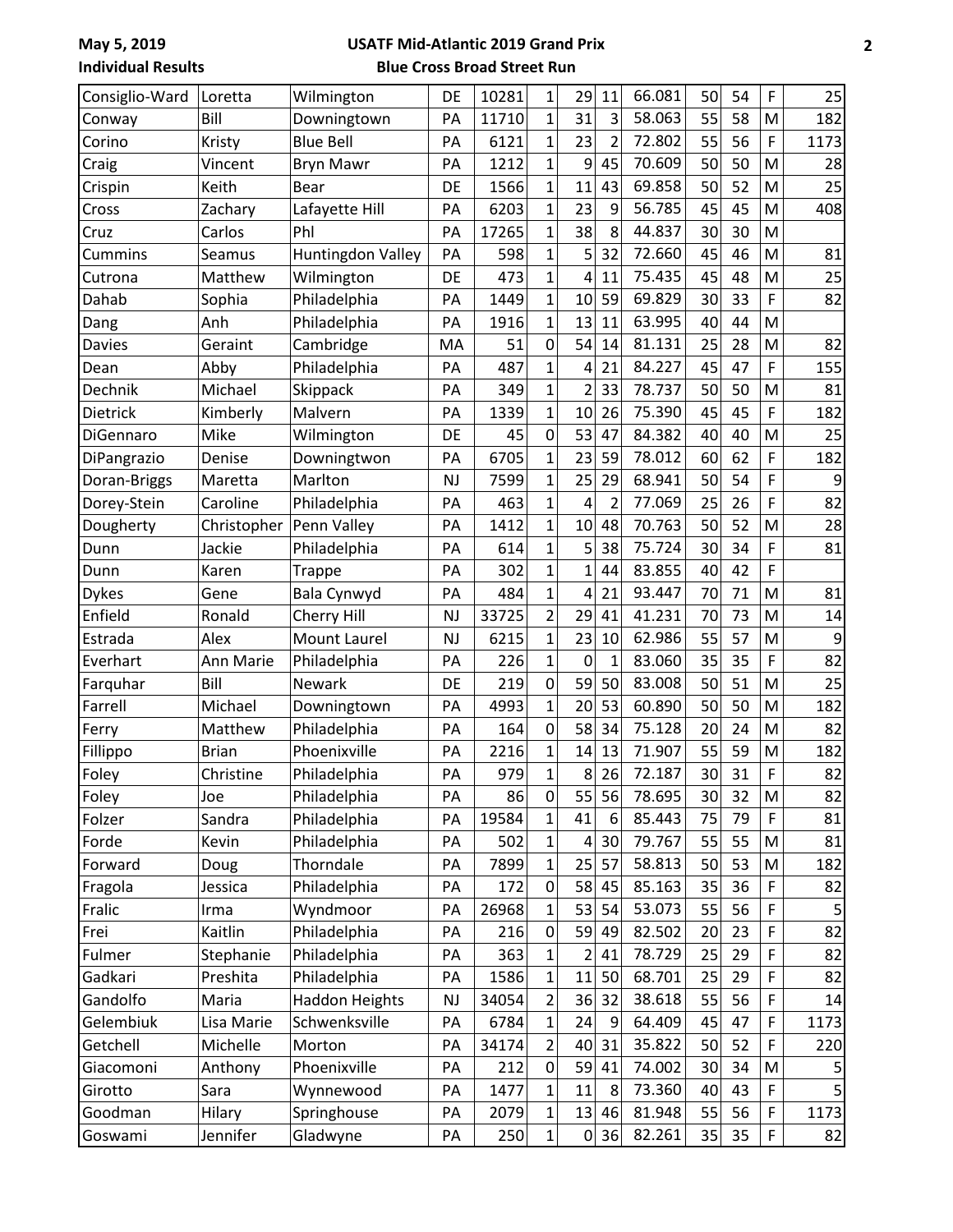May 5, 2019
Individual Results

USATF Mid-Atlantic 2019 Grand Prix
Blue Cross Broad Street Run

| | | | | | | | | | | | | |
|---|---|---|---|---|---|---|---|---|---|---|---|---|
| Consiglio-Ward | Loretta | Wilmington | DE | 10281 | 1 | 29 | 11 | 66.081 | 50 | 54 | F | 25 |
| Conway | Bill | Downingtown | PA | 11710 | 1 | 31 | 3 | 58.063 | 55 | 58 | M | 182 |
| Corino | Kristy | Blue Bell | PA | 6121 | 1 | 23 | 2 | 72.802 | 55 | 56 | F | 1173 |
| Craig | Vincent | Bryn Mawr | PA | 1212 | 1 | 9 | 45 | 70.609 | 50 | 50 | M | 28 |
| Crispin | Keith | Bear | DE | 1566 | 1 | 11 | 43 | 69.858 | 50 | 52 | M | 25 |
| Cross | Zachary | Lafayette Hill | PA | 6203 | 1 | 23 | 9 | 56.785 | 45 | 45 | M | 408 |
| Cruz | Carlos | Phl | PA | 17265 | 1 | 38 | 8 | 44.837 | 30 | 30 | M | |
| Cummins | Seamus | Huntingdon Valley | PA | 598 | 1 | 5 | 32 | 72.660 | 45 | 46 | M | 81 |
| Cutrona | Matthew | Wilmington | DE | 473 | 1 | 4 | 11 | 75.435 | 45 | 48 | M | 25 |
| Dahab | Sophia | Philadelphia | PA | 1449 | 1 | 10 | 59 | 69.829 | 30 | 33 | F | 82 |
| Dang | Anh | Philadelphia | PA | 1916 | 1 | 13 | 11 | 63.995 | 40 | 44 | M | |
| Davies | Geraint | Cambridge | MA | 51 | 0 | 54 | 14 | 81.131 | 25 | 28 | M | 82 |
| Dean | Abby | Philadelphia | PA | 487 | 1 | 4 | 21 | 84.227 | 45 | 47 | F | 155 |
| Dechnik | Michael | Skippack | PA | 349 | 1 | 2 | 33 | 78.737 | 50 | 50 | M | 81 |
| Dietrick | Kimberly | Malvern | PA | 1339 | 1 | 10 | 26 | 75.390 | 45 | 45 | F | 182 |
| DiGennaro | Mike | Wilmington | DE | 45 | 0 | 53 | 47 | 84.382 | 40 | 40 | M | 25 |
| DiPangrazio | Denise | Downingtwon | PA | 6705 | 1 | 23 | 59 | 78.012 | 60 | 62 | F | 182 |
| Doran-Briggs | Maretta | Marlton | NJ | 7599 | 1 | 25 | 29 | 68.941 | 50 | 54 | F | 9 |
| Dorey-Stein | Caroline | Philadelphia | PA | 463 | 1 | 4 | 2 | 77.069 | 25 | 26 | F | 82 |
| Dougherty | Christopher | Penn Valley | PA | 1412 | 1 | 10 | 48 | 70.763 | 50 | 52 | M | 28 |
| Dunn | Jackie | Philadelphia | PA | 614 | 1 | 5 | 38 | 75.724 | 30 | 34 | F | 81 |
| Dunn | Karen | Trappe | PA | 302 | 1 | 1 | 44 | 83.855 | 40 | 42 | F | |
| Dykes | Gene | Bala Cynwyd | PA | 484 | 1 | 4 | 21 | 93.447 | 70 | 71 | M | 81 |
| Enfield | Ronald | Cherry Hill | NJ | 33725 | 2 | 29 | 41 | 41.231 | 70 | 73 | M | 14 |
| Estrada | Alex | Mount Laurel | NJ | 6215 | 1 | 23 | 10 | 62.986 | 55 | 57 | M | 9 |
| Everhart | Ann Marie | Philadelphia | PA | 226 | 1 | 0 | 1 | 83.060 | 35 | 35 | F | 82 |
| Farquhar | Bill | Newark | DE | 219 | 0 | 59 | 50 | 83.008 | 50 | 51 | M | 25 |
| Farrell | Michael | Downingtown | PA | 4993 | 1 | 20 | 53 | 60.890 | 50 | 50 | M | 182 |
| Ferry | Matthew | Philadelphia | PA | 164 | 0 | 58 | 34 | 75.128 | 20 | 24 | M | 82 |
| Fillippo | Brian | Phoenixville | PA | 2216 | 1 | 14 | 13 | 71.907 | 55 | 59 | M | 182 |
| Foley | Christine | Philadelphia | PA | 979 | 1 | 8 | 26 | 72.187 | 30 | 31 | F | 82 |
| Foley | Joe | Philadelphia | PA | 86 | 0 | 55 | 56 | 78.695 | 30 | 32 | M | 82 |
| Folzer | Sandra | Philadelphia | PA | 19584 | 1 | 41 | 6 | 85.443 | 75 | 79 | F | 81 |
| Forde | Kevin | Philadelphia | PA | 502 | 1 | 4 | 30 | 79.767 | 55 | 55 | M | 81 |
| Forward | Doug | Thorndale | PA | 7899 | 1 | 25 | 57 | 58.813 | 50 | 53 | M | 182 |
| Fragola | Jessica | Philadelphia | PA | 172 | 0 | 58 | 45 | 85.163 | 35 | 36 | F | 82 |
| Fralic | Irma | Wyndmoor | PA | 26968 | 1 | 53 | 54 | 53.073 | 55 | 56 | F | 5 |
| Frei | Kaitlin | Philadelphia | PA | 216 | 0 | 59 | 49 | 82.502 | 20 | 23 | F | 82 |
| Fulmer | Stephanie | Philadelphia | PA | 363 | 1 | 2 | 41 | 78.729 | 25 | 29 | F | 82 |
| Gadkari | Preshita | Philadelphia | PA | 1586 | 1 | 11 | 50 | 68.701 | 25 | 29 | F | 82 |
| Gandolfo | Maria | Haddon Heights | NJ | 34054 | 2 | 36 | 32 | 38.618 | 55 | 56 | F | 14 |
| Gelembiuk | Lisa Marie | Schwenksville | PA | 6784 | 1 | 24 | 9 | 64.409 | 45 | 47 | F | 1173 |
| Getchell | Michelle | Morton | PA | 34174 | 2 | 40 | 31 | 35.822 | 50 | 52 | F | 220 |
| Giacomoni | Anthony | Phoenixville | PA | 212 | 0 | 59 | 41 | 74.002 | 30 | 34 | M | 5 |
| Girotto | Sara | Wynnewood | PA | 1477 | 1 | 11 | 8 | 73.360 | 40 | 43 | F | 5 |
| Goodman | Hilary | Springhouse | PA | 2079 | 1 | 13 | 46 | 81.948 | 55 | 56 | F | 1173 |
| Goswami | Jennifer | Gladwyne | PA | 250 | 1 | 0 | 36 | 82.261 | 35 | 35 | F | 82 |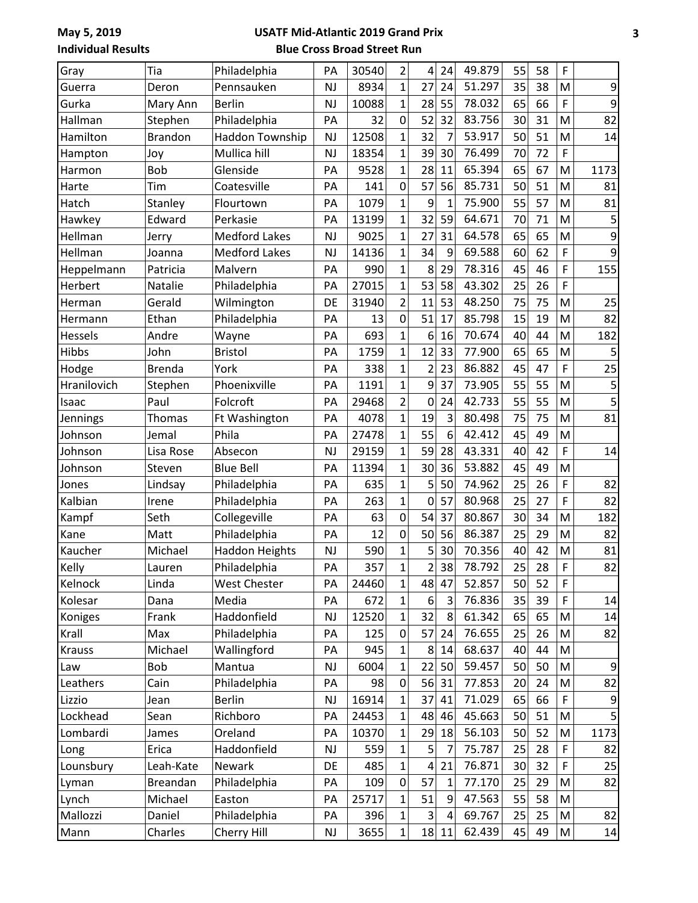| | | | | | | | | | | | | |
|---|---|---|---|---|---|---|---|---|---|---|---|---|
| Gray | Tia | Philadelphia | PA | 30540 | 2 | 4 | 24 | 49.879 | 55 | 58 | F | |
| Guerra | Deron | Pennsauken | NJ | 8934 | 1 | 27 | 24 | 51.297 | 35 | 38 | M | 9 |
| Gurka | Mary Ann | Berlin | NJ | 10088 | 1 | 28 | 55 | 78.032 | 65 | 66 | F | 9 |
| Hallman | Stephen | Philadelphia | PA | 32 | 0 | 52 | 32 | 83.756 | 30 | 31 | M | 82 |
| Hamilton | Brandon | Haddon Township | NJ | 12508 | 1 | 32 | 7 | 53.917 | 50 | 51 | M | 14 |
| Hampton | Joy | Mullica hill | NJ | 18354 | 1 | 39 | 30 | 76.499 | 70 | 72 | F | |
| Harmon | Bob | Glenside | PA | 9528 | 1 | 28 | 11 | 65.394 | 65 | 67 | M | 1173 |
| Harte | Tim | Coatesville | PA | 141 | 0 | 57 | 56 | 85.731 | 50 | 51 | M | 81 |
| Hatch | Stanley | Flourtown | PA | 1079 | 1 | 9 | 1 | 75.900 | 55 | 57 | M | 81 |
| Hawkey | Edward | Perkasie | PA | 13199 | 1 | 32 | 59 | 64.671 | 70 | 71 | M | 5 |
| Hellman | Jerry | Medford Lakes | NJ | 9025 | 1 | 27 | 31 | 64.578 | 65 | 65 | M | 9 |
| Hellman | Joanna | Medford Lakes | NJ | 14136 | 1 | 34 | 9 | 69.588 | 60 | 62 | F | 9 |
| Heppelmann | Patricia | Malvern | PA | 990 | 1 | 8 | 29 | 78.316 | 45 | 46 | F | 155 |
| Herbert | Natalie | Philadelphia | PA | 27015 | 1 | 53 | 58 | 43.302 | 25 | 26 | F | |
| Herman | Gerald | Wilmington | DE | 31940 | 2 | 11 | 53 | 48.250 | 75 | 75 | M | 25 |
| Hermann | Ethan | Philadelphia | PA | 13 | 0 | 51 | 17 | 85.798 | 15 | 19 | M | 82 |
| Hessels | Andre | Wayne | PA | 693 | 1 | 6 | 16 | 70.674 | 40 | 44 | M | 182 |
| Hibbs | John | Bristol | PA | 1759 | 1 | 12 | 33 | 77.900 | 65 | 65 | M | 5 |
| Hodge | Brenda | York | PA | 338 | 1 | 2 | 23 | 86.882 | 45 | 47 | F | 25 |
| Hranilovich | Stephen | Phoenixville | PA | 1191 | 1 | 9 | 37 | 73.905 | 55 | 55 | M | 5 |
| Isaac | Paul | Folcroft | PA | 29468 | 2 | 0 | 24 | 42.733 | 55 | 55 | M | 5 |
| Jennings | Thomas | Ft Washington | PA | 4078 | 1 | 19 | 3 | 80.498 | 75 | 75 | M | 81 |
| Johnson | Jemal | Phila | PA | 27478 | 1 | 55 | 6 | 42.412 | 45 | 49 | M | |
| Johnson | Lisa Rose | Absecon | NJ | 29159 | 1 | 59 | 28 | 43.331 | 40 | 42 | F | 14 |
| Johnson | Steven | Blue Bell | PA | 11394 | 1 | 30 | 36 | 53.882 | 45 | 49 | M | |
| Jones | Lindsay | Philadelphia | PA | 635 | 1 | 5 | 50 | 74.962 | 25 | 26 | F | 82 |
| Kalbian | Irene | Philadelphia | PA | 263 | 1 | 0 | 57 | 80.968 | 25 | 27 | F | 82 |
| Kampf | Seth | Collegeville | PA | 63 | 0 | 54 | 37 | 80.867 | 30 | 34 | M | 182 |
| Kane | Matt | Philadelphia | PA | 12 | 0 | 50 | 56 | 86.387 | 25 | 29 | M | 82 |
| Kaucher | Michael | Haddon Heights | NJ | 590 | 1 | 5 | 30 | 70.356 | 40 | 42 | M | 81 |
| Kelly | Lauren | Philadelphia | PA | 357 | 1 | 2 | 38 | 78.792 | 25 | 28 | F | 82 |
| Kelnock | Linda | West Chester | PA | 24460 | 1 | 48 | 47 | 52.857 | 50 | 52 | F | |
| Kolesar | Dana | Media | PA | 672 | 1 | 6 | 3 | 76.836 | 35 | 39 | F | 14 |
| Koniges | Frank | Haddonfield | NJ | 12520 | 1 | 32 | 8 | 61.342 | 65 | 65 | M | 14 |
| Krall | Max | Philadelphia | PA | 125 | 0 | 57 | 24 | 76.655 | 25 | 26 | M | 82 |
| Krauss | Michael | Wallingford | PA | 945 | 1 | 8 | 14 | 68.637 | 40 | 44 | M | |
| Law | Bob | Mantua | NJ | 6004 | 1 | 22 | 50 | 59.457 | 50 | 50 | M | 9 |
| Leathers | Cain | Philadelphia | PA | 98 | 0 | 56 | 31 | 77.853 | 20 | 24 | M | 82 |
| Lizzio | Jean | Berlin | NJ | 16914 | 1 | 37 | 41 | 71.029 | 65 | 66 | F | 9 |
| Lockhead | Sean | Richboro | PA | 24453 | 1 | 48 | 46 | 45.663 | 50 | 51 | M | 5 |
| Lombardi | James | Oreland | PA | 10370 | 1 | 29 | 18 | 56.103 | 50 | 52 | M | 1173 |
| Long | Erica | Haddonfield | NJ | 559 | 1 | 5 | 7 | 75.787 | 25 | 28 | F | 82 |
| Lounsbury | Leah-Kate | Newark | DE | 485 | 1 | 4 | 21 | 76.871 | 30 | 32 | F | 25 |
| Lyman | Breandan | Philadelphia | PA | 109 | 0 | 57 | 1 | 77.170 | 25 | 29 | M | 82 |
| Lynch | Michael | Easton | PA | 25717 | 1 | 51 | 9 | 47.563 | 55 | 58 | M | |
| Mallozzi | Daniel | Philadelphia | PA | 396 | 1 | 3 | 4 | 69.767 | 25 | 25 | M | 82 |
| Mann | Charles | Cherry Hill | NJ | 3655 | 1 | 18 | 11 | 62.439 | 45 | 49 | M | 14 |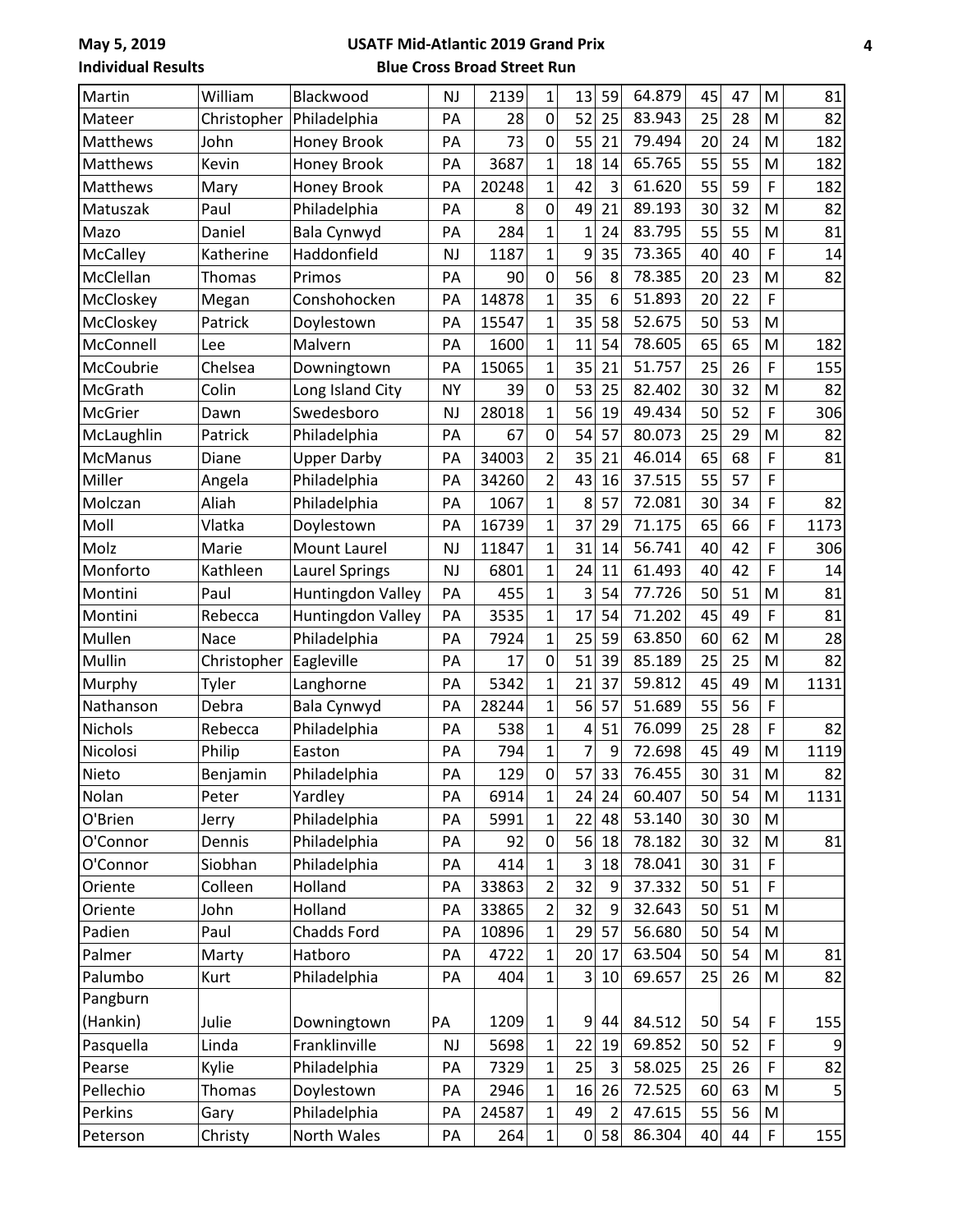May 5, 2019

**USATF Mid-Atlantic 2019 Grand Prix**

**Individual Results**

**Blue Cross Broad Street Run**

| | | | | | | | | | | | | |
|---|---|---|---|---|---|---|---|---|---|---|---|---|
| Martin | William | Blackwood | NJ | 2139 | 1 | 13 | 59 | 64.879 | 45 | 47 | M | 81 |
| Mateer | Christopher | Philadelphia | PA | 28 | 0 | 52 | 25 | 83.943 | 25 | 28 | M | 82 |
| Matthews | John | Honey Brook | PA | 73 | 0 | 55 | 21 | 79.494 | 20 | 24 | M | 182 |
| Matthews | Kevin | Honey Brook | PA | 3687 | 1 | 18 | 14 | 65.765 | 55 | 55 | M | 182 |
| Matthews | Mary | Honey Brook | PA | 20248 | 1 | 42 | 3 | 61.620 | 55 | 59 | F | 182 |
| Matuszak | Paul | Philadelphia | PA | 8 | 0 | 49 | 21 | 89.193 | 30 | 32 | M | 82 |
| Mazo | Daniel | Bala Cynwyd | PA | 284 | 1 | 1 | 24 | 83.795 | 55 | 55 | M | 81 |
| McCalley | Katherine | Haddonfield | NJ | 1187 | 1 | 9 | 35 | 73.365 | 40 | 40 | F | 14 |
| McClellan | Thomas | Primos | PA | 90 | 0 | 56 | 8 | 78.385 | 20 | 23 | M | 82 |
| McCloskey | Megan | Conshohocken | PA | 14878 | 1 | 35 | 6 | 51.893 | 20 | 22 | F | |
| McCloskey | Patrick | Doylestown | PA | 15547 | 1 | 35 | 58 | 52.675 | 50 | 53 | M | |
| McConnell | Lee | Malvern | PA | 1600 | 1 | 11 | 54 | 78.605 | 65 | 65 | M | 182 |
| McCoubrie | Chelsea | Downingtown | PA | 15065 | 1 | 35 | 21 | 51.757 | 25 | 26 | F | 155 |
| McGrath | Colin | Long Island City | NY | 39 | 0 | 53 | 25 | 82.402 | 30 | 32 | M | 82 |
| McGrier | Dawn | Swedesboro | NJ | 28018 | 1 | 56 | 19 | 49.434 | 50 | 52 | F | 306 |
| McLaughlin | Patrick | Philadelphia | PA | 67 | 0 | 54 | 57 | 80.073 | 25 | 29 | M | 82 |
| McManus | Diane | Upper Darby | PA | 34003 | 2 | 35 | 21 | 46.014 | 65 | 68 | F | 81 |
| Miller | Angela | Philadelphia | PA | 34260 | 2 | 43 | 16 | 37.515 | 55 | 57 | F | |
| Molczan | Aliah | Philadelphia | PA | 1067 | 1 | 8 | 57 | 72.081 | 30 | 34 | F | 82 |
| Moll | Vlatka | Doylestown | PA | 16739 | 1 | 37 | 29 | 71.175 | 65 | 66 | F | 1173 |
| Molz | Marie | Mount Laurel | NJ | 11847 | 1 | 31 | 14 | 56.741 | 40 | 42 | F | 306 |
| Monforto | Kathleen | Laurel Springs | NJ | 6801 | 1 | 24 | 11 | 61.493 | 40 | 42 | F | 14 |
| Montini | Paul | Huntingdon Valley | PA | 455 | 1 | 3 | 54 | 77.726 | 50 | 51 | M | 81 |
| Montini | Rebecca | Huntingdon Valley | PA | 3535 | 1 | 17 | 54 | 71.202 | 45 | 49 | F | 81 |
| Mullen | Nace | Philadelphia | PA | 7924 | 1 | 25 | 59 | 63.850 | 60 | 62 | M | 28 |
| Mullin | Christopher | Eagleville | PA | 17 | 0 | 51 | 39 | 85.189 | 25 | 25 | M | 82 |
| Murphy | Tyler | Langhorne | PA | 5342 | 1 | 21 | 37 | 59.812 | 45 | 49 | M | 1131 |
| Nathanson | Debra | Bala Cynwyd | PA | 28244 | 1 | 56 | 57 | 51.689 | 55 | 56 | F | |
| Nichols | Rebecca | Philadelphia | PA | 538 | 1 | 4 | 51 | 76.099 | 25 | 28 | F | 82 |
| Nicolosi | Philip | Easton | PA | 794 | 1 | 7 | 9 | 72.698 | 45 | 49 | M | 1119 |
| Nieto | Benjamin | Philadelphia | PA | 129 | 0 | 57 | 33 | 76.455 | 30 | 31 | M | 82 |
| Nolan | Peter | Yardley | PA | 6914 | 1 | 24 | 24 | 60.407 | 50 | 54 | M | 1131 |
| O'Brien | Jerry | Philadelphia | PA | 5991 | 1 | 22 | 48 | 53.140 | 30 | 30 | M | |
| O'Connor | Dennis | Philadelphia | PA | 92 | 0 | 56 | 18 | 78.182 | 30 | 32 | M | 81 |
| O'Connor | Siobhan | Philadelphia | PA | 414 | 1 | 3 | 18 | 78.041 | 30 | 31 | F | |
| Oriente | Colleen | Holland | PA | 33863 | 2 | 32 | 9 | 37.332 | 50 | 51 | F | |
| Oriente | John | Holland | PA | 33865 | 2 | 32 | 9 | 32.643 | 50 | 51 | M | |
| Padien | Paul | Chadds Ford | PA | 10896 | 1 | 29 | 57 | 56.680 | 50 | 54 | M | |
| Palmer | Marty | Hatboro | PA | 4722 | 1 | 20 | 17 | 63.504 | 50 | 54 | M | 81 |
| Palumbo | Kurt | Philadelphia | PA | 404 | 1 | 3 | 10 | 69.657 | 25 | 26 | M | 82 |
| Pangburn (Hankin) | Julie | Downingtown | PA | 1209 | 1 | 9 | 44 | 84.512 | 50 | 54 | F | 155 |
| Pasquella | Linda | Franklinville | NJ | 5698 | 1 | 22 | 19 | 69.852 | 50 | 52 | F | 9 |
| Pearse | Kylie | Philadelphia | PA | 7329 | 1 | 25 | 3 | 58.025 | 25 | 26 | F | 82 |
| Pellechio | Thomas | Doylestown | PA | 2946 | 1 | 16 | 26 | 72.525 | 60 | 63 | M | 5 |
| Perkins | Gary | Philadelphia | PA | 24587 | 1 | 49 | 2 | 47.615 | 55 | 56 | M | |
| Peterson | Christy | North Wales | PA | 264 | 1 | 0 | 58 | 86.304 | 40 | 44 | F | 155 |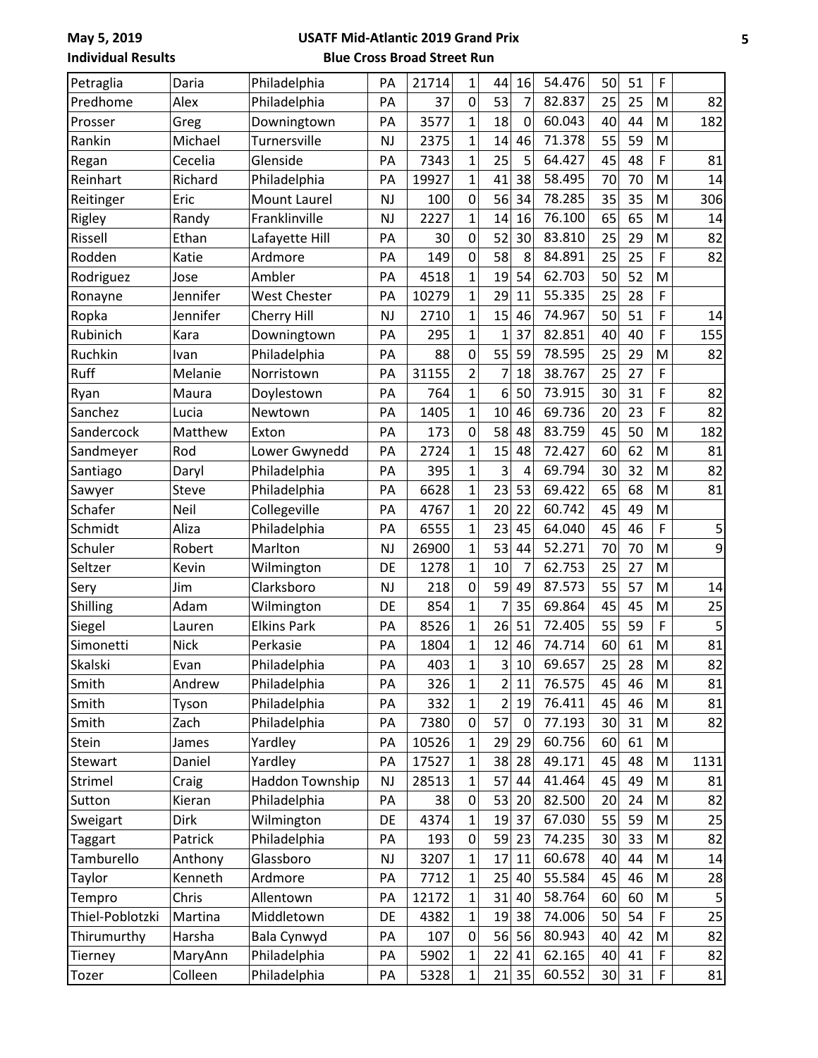May 5, 2019

**Individual Results**

**USATF Mid-Atlantic 2019 Grand Prix**

**Blue Cross Broad Street Run**

| | | | | | | | | | | | | |
|---|---|---|---|---|---|---|---|---|---|---|---|---|
| Petraglia | Daria | Philadelphia | PA | 21714 | 1 | 44 | 16 | 54.476 | 50 | 51 | F | |
| Predhome | Alex | Philadelphia | PA | 37 | 0 | 53 | 7 | 82.837 | 25 | 25 | M | 82 |
| Prosser | Greg | Downingtown | PA | 3577 | 1 | 18 | 0 | 60.043 | 40 | 44 | M | 182 |
| Rankin | Michael | Turnersville | NJ | 2375 | 1 | 14 | 46 | 71.378 | 55 | 59 | M | |
| Regan | Cecelia | Glenside | PA | 7343 | 1 | 25 | 5 | 64.427 | 45 | 48 | F | 81 |
| Reinhart | Richard | Philadelphia | PA | 19927 | 1 | 41 | 38 | 58.495 | 70 | 70 | M | 14 |
| Reitinger | Eric | Mount Laurel | NJ | 100 | 0 | 56 | 34 | 78.285 | 35 | 35 | M | 306 |
| Rigley | Randy | Franklinville | NJ | 2227 | 1 | 14 | 16 | 76.100 | 65 | 65 | M | 14 |
| Rissell | Ethan | Lafayette Hill | PA | 30 | 0 | 52 | 30 | 83.810 | 25 | 29 | M | 82 |
| Rodden | Katie | Ardmore | PA | 149 | 0 | 58 | 8 | 84.891 | 25 | 25 | F | 82 |
| Rodriguez | Jose | Ambler | PA | 4518 | 1 | 19 | 54 | 62.703 | 50 | 52 | M | |
| Ronayne | Jennifer | West Chester | PA | 10279 | 1 | 29 | 11 | 55.335 | 25 | 28 | F | |
| Ropka | Jennifer | Cherry Hill | NJ | 2710 | 1 | 15 | 46 | 74.967 | 50 | 51 | F | 14 |
| Rubinich | Kara | Downingtown | PA | 295 | 1 | 1 | 37 | 82.851 | 40 | 40 | F | 155 |
| Ruchkin | Ivan | Philadelphia | PA | 88 | 0 | 55 | 59 | 78.595 | 25 | 29 | M | 82 |
| Ruff | Melanie | Norristown | PA | 31155 | 2 | 7 | 18 | 38.767 | 25 | 27 | F | |
| Ryan | Maura | Doylestown | PA | 764 | 1 | 6 | 50 | 73.915 | 30 | 31 | F | 82 |
| Sanchez | Lucia | Newtown | PA | 1405 | 1 | 10 | 46 | 69.736 | 20 | 23 | F | 82 |
| Sandercock | Matthew | Exton | PA | 173 | 0 | 58 | 48 | 83.759 | 45 | 50 | M | 182 |
| Sandmeyer | Rod | Lower Gwynedd | PA | 2724 | 1 | 15 | 48 | 72.427 | 60 | 62 | M | 81 |
| Santiago | Daryl | Philadelphia | PA | 395 | 1 | 3 | 4 | 69.794 | 30 | 32 | M | 82 |
| Sawyer | Steve | Philadelphia | PA | 6628 | 1 | 23 | 53 | 69.422 | 65 | 68 | M | 81 |
| Schafer | Neil | Collegeville | PA | 4767 | 1 | 20 | 22 | 60.742 | 45 | 49 | M | |
| Schmidt | Aliza | Philadelphia | PA | 6555 | 1 | 23 | 45 | 64.040 | 45 | 46 | F | 5 |
| Schuler | Robert | Marlton | NJ | 26900 | 1 | 53 | 44 | 52.271 | 70 | 70 | M | 9 |
| Seltzer | Kevin | Wilmington | DE | 1278 | 1 | 10 | 7 | 62.753 | 25 | 27 | M | |
| Sery | Jim | Clarksboro | NJ | 218 | 0 | 59 | 49 | 87.573 | 55 | 57 | M | 14 |
| Shilling | Adam | Wilmington | DE | 854 | 1 | 7 | 35 | 69.864 | 45 | 45 | M | 25 |
| Siegel | Lauren | Elkins Park | PA | 8526 | 1 | 26 | 51 | 72.405 | 55 | 59 | F | 5 |
| Simonetti | Nick | Perkasie | PA | 1804 | 1 | 12 | 46 | 74.714 | 60 | 61 | M | 81 |
| Skalski | Evan | Philadelphia | PA | 403 | 1 | 3 | 10 | 69.657 | 25 | 28 | M | 82 |
| Smith | Andrew | Philadelphia | PA | 326 | 1 | 2 | 11 | 76.575 | 45 | 46 | M | 81 |
| Smith | Tyson | Philadelphia | PA | 332 | 1 | 2 | 19 | 76.411 | 45 | 46 | M | 81 |
| Smith | Zach | Philadelphia | PA | 7380 | 0 | 57 | 0 | 77.193 | 30 | 31 | M | 82 |
| Stein | James | Yardley | PA | 10526 | 1 | 29 | 29 | 60.756 | 60 | 61 | M | |
| Stewart | Daniel | Yardley | PA | 17527 | 1 | 38 | 28 | 49.171 | 45 | 48 | M | 1131 |
| Strimel | Craig | Haddon Township | NJ | 28513 | 1 | 57 | 44 | 41.464 | 45 | 49 | M | 81 |
| Sutton | Kieran | Philadelphia | PA | 38 | 0 | 53 | 20 | 82.500 | 20 | 24 | M | 82 |
| Sweigart | Dirk | Wilmington | DE | 4374 | 1 | 19 | 37 | 67.030 | 55 | 59 | M | 25 |
| Taggart | Patrick | Philadelphia | PA | 193 | 0 | 59 | 23 | 74.235 | 30 | 33 | M | 82 |
| Tamburello | Anthony | Glassboro | NJ | 3207 | 1 | 17 | 11 | 60.678 | 40 | 44 | M | 14 |
| Taylor | Kenneth | Ardmore | PA | 7712 | 1 | 25 | 40 | 55.584 | 45 | 46 | M | 28 |
| Tempro | Chris | Allentown | PA | 12172 | 1 | 31 | 40 | 58.764 | 60 | 60 | M | 5 |
| Thiel-Poblotzki | Martina | Middletown | DE | 4382 | 1 | 19 | 38 | 74.006 | 50 | 54 | F | 25 |
| Thirumurthy | Harsha | Bala Cynwyd | PA | 107 | 0 | 56 | 56 | 80.943 | 40 | 42 | M | 82 |
| Tierney | MaryAnn | Philadelphia | PA | 5902 | 1 | 22 | 41 | 62.165 | 40 | 41 | F | 82 |
| Tozer | Colleen | Philadelphia | PA | 5328 | 1 | 21 | 35 | 60.552 | 30 | 31 | F | 81 |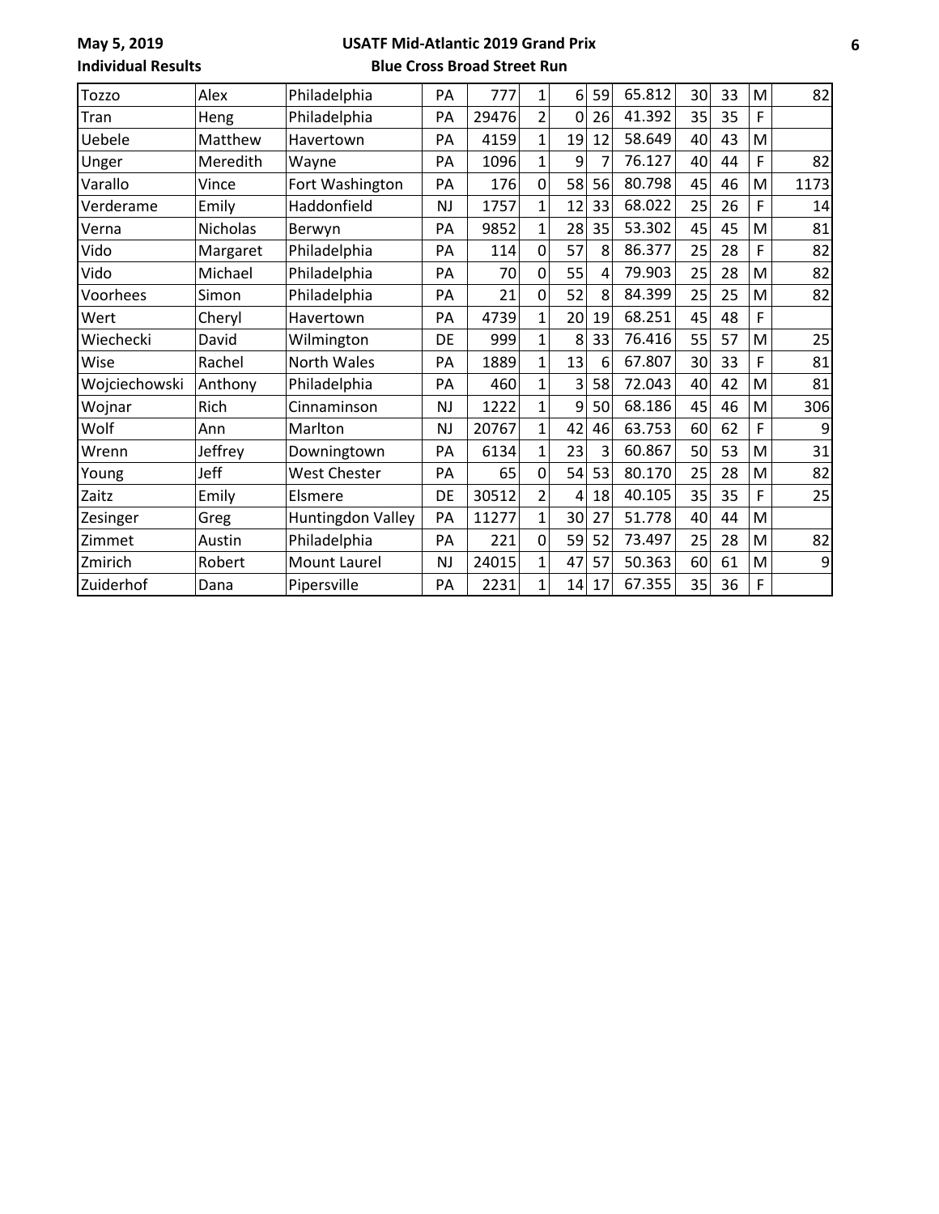| | | | | | | | | | | | | |
|---|---|---|---|---|---|---|---|---|---|---|---|---|
| Tozzo | Alex | Philadelphia | PA | 777 | 1 | 6 | 59 | 65.812 | 30 | 33 | M | 82 |
| Tran | Heng | Philadelphia | PA | 29476 | 2 | 0 | 26 | 41.392 | 35 | 35 | F | |
| Uebele | Matthew | Havertown | PA | 4159 | 1 | 19 | 12 | 58.649 | 40 | 43 | M | |
| Unger | Meredith | Wayne | PA | 1096 | 1 | 9 | 7 | 76.127 | 40 | 44 | F | 82 |
| Varallo | Vince | Fort Washington | PA | 176 | 0 | 58 | 56 | 80.798 | 45 | 46 | M | 1173 |
| Verderame | Emily | Haddonfield | NJ | 1757 | 1 | 12 | 33 | 68.022 | 25 | 26 | F | 14 |
| Verna | Nicholas | Berwyn | PA | 9852 | 1 | 28 | 35 | 53.302 | 45 | 45 | M | 81 |
| Vido | Margaret | Philadelphia | PA | 114 | 0 | 57 | 8 | 86.377 | 25 | 28 | F | 82 |
| Vido | Michael | Philadelphia | PA | 70 | 0 | 55 | 4 | 79.903 | 25 | 28 | M | 82 |
| Voorhees | Simon | Philadelphia | PA | 21 | 0 | 52 | 8 | 84.399 | 25 | 25 | M | 82 |
| Wert | Cheryl | Havertown | PA | 4739 | 1 | 20 | 19 | 68.251 | 45 | 48 | F | |
| Wiechecki | David | Wilmington | DE | 999 | 1 | 8 | 33 | 76.416 | 55 | 57 | M | 25 |
| Wise | Rachel | North Wales | PA | 1889 | 1 | 13 | 6 | 67.807 | 30 | 33 | F | 81 |
| Wojciechowski | Anthony | Philadelphia | PA | 460 | 1 | 3 | 58 | 72.043 | 40 | 42 | M | 81 |
| Wojnar | Rich | Cinnaminson | NJ | 1222 | 1 | 9 | 50 | 68.186 | 45 | 46 | M | 306 |
| Wolf | Ann | Marlton | NJ | 20767 | 1 | 42 | 46 | 63.753 | 60 | 62 | F | 9 |
| Wrenn | Jeffrey | Downingtown | PA | 6134 | 1 | 23 | 3 | 60.867 | 50 | 53 | M | 31 |
| Young | Jeff | West Chester | PA | 65 | 0 | 54 | 53 | 80.170 | 25 | 28 | M | 82 |
| Zaitz | Emily | Elsmere | DE | 30512 | 2 | 4 | 18 | 40.105 | 35 | 35 | F | 25 |
| Zesinger | Greg | Huntingdon Valley | PA | 11277 | 1 | 30 | 27 | 51.778 | 40 | 44 | M | |
| Zimmet | Austin | Philadelphia | PA | 221 | 0 | 59 | 52 | 73.497 | 25 | 28 | M | 82 |
| Zmirich | Robert | Mount Laurel | NJ | 24015 | 1 | 47 | 57 | 50.363 | 60 | 61 | M | 9 |
| Zuiderhof | Dana | Pipersville | PA | 2231 | 1 | 14 | 17 | 67.355 | 35 | 36 | F | |